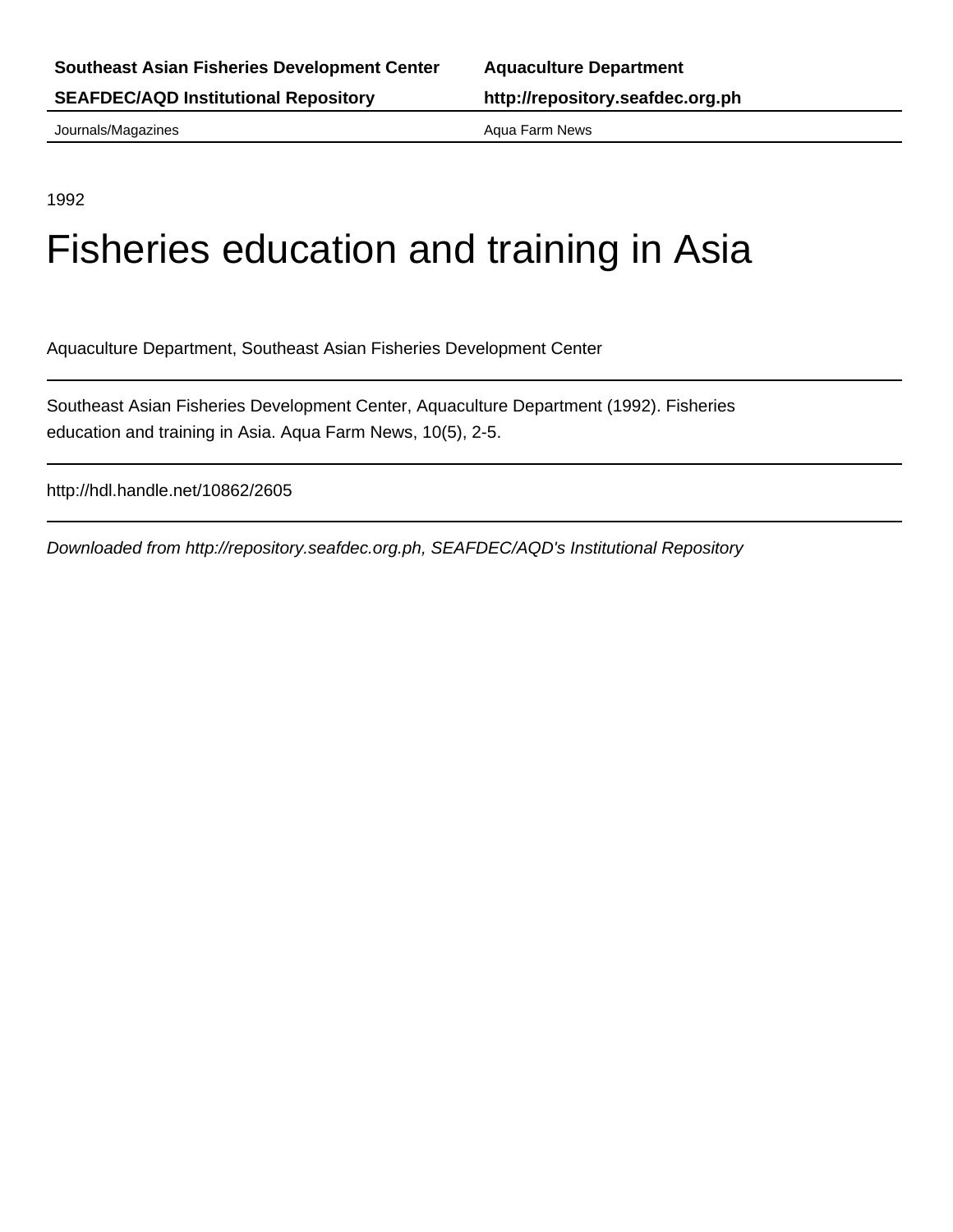**Southeast Asian Fisheries Development Center** | **Aquaculture Department**

**SEAFDEC/AQD Institutional Repository** | **http://repository.seafdec.org.ph**

Journals/Magazines | Aqua Farm News

---

1992

# Fisheries education and training in Asia

Aquaculture Department, Southeast Asian Fisheries Development Center

---

Southeast Asian Fisheries Development Center, Aquaculture Department (1992). Fisheries education and training in Asia. Aqua Farm News, 10(5), 2-5.

---

http://hdl.handle.net/10862/2605

---

*Downloaded from http://repository.seafdec.org.ph, SEAFDEC/AQD's Institutional Repository*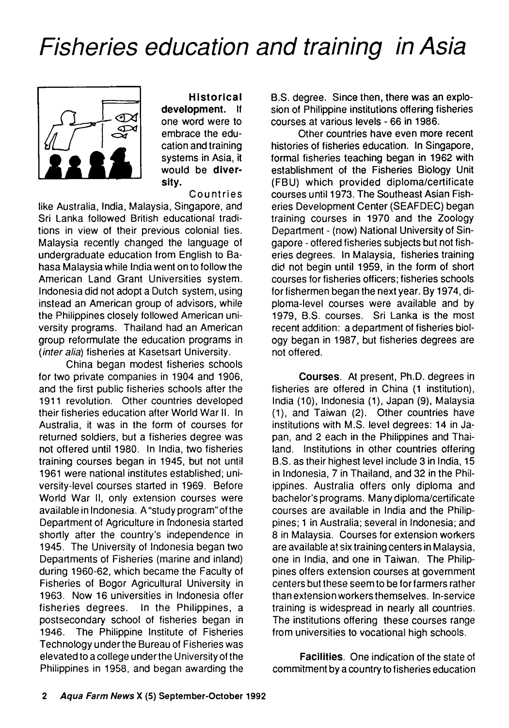# Fisheries education and training in Asia

**Historical development.** If one word were to embrace the education and training systems in Asia, it would be **diversity.**

Countries like Australia, India, Malaysia, Singapore, and Sri Lanka followed British educational traditions in view of their previous colonial ties. Malaysia recently changed the language of undergraduate education from English to Bahasa Malaysia while India went on to follow the American Land Grant Universities system. Indonesia did not adopt a Dutch system, using instead an American group of advisors, while the Philippines closely followed American university programs. Thailand had an American group reformulate the education programs in (*inter alia*) fisheries at Kasetsart University.

China began modest fisheries schools for two private companies in 1904 and 1906, and the first public fisheries schools after the 1911 revolution. Other countries developed their fisheries education after World War II. In Australia, it was in the form of courses for returned soldiers, but a fisheries degree was not offered until 1980. In India, two fisheries training courses began in 1945, but not until 1961 were national institutes established; university-level courses started in 1969. Before World War II, only extension courses were available in Indonesia. A "study program" of the Department of Agriculture in Indonesia started shortly after the country's independence in 1945. The University of Indonesia began two Departments of Fisheries (marine and inland) during 1960-62, which became the Faculty of Fisheries of Bogor Agricultural University in 1963. Now 16 universities in Indonesia offer fisheries degrees. In the Philippines, a postsecondary school of fisheries began in 1946. The Philippine Institute of Fisheries Technology under the Bureau of Fisheries was elevated to a college under the University of the Philippines in 1958, and began awarding the B.S. degree. Since then, there was an explosion of Philippine institutions offering fisheries courses at various levels - 66 in 1986.

Other countries have even more recent histories of fisheries education. In Singapore, formal fisheries teaching began in 1962 with establishment of the Fisheries Biology Unit (FBU) which provided diploma/certificate courses until 1973. The Southeast Asian Fisheries Development Center (SEAFDEC) began training courses in 1970 and the Zoology Department - (now) National University of Singapore - offered fisheries subjects but not fisheries degrees. In Malaysia, fisheries training did not begin until 1959, in the form of short courses for fisheries officers; fisheries schools for fishermen began the next year. By 1974, diploma-level courses were available and by 1979, B.S. courses. Sri Lanka is the most recent addition: a department of fisheries biology began in 1987, but fisheries degrees are not offered.

**Courses**. At present, Ph.D. degrees in fisheries are offered in China (1 institution), India (10), Indonesia (1), Japan (9), Malaysia (1), and Taiwan (2). Other countries have institutions with M.S. level degrees: 14 in Japan, and 2 each in the Philippines and Thailand. Institutions in other countries offering B.S. as their highest level include 3 in India, 15 in Indonesia, 7 in Thailand, and 32 in the Philippines. Australia offers only diploma and bachelor's programs. Many diploma/certificate courses are available in India and the Philippines; 1 in Australia; several in Indonesia; and 8 in Malaysia. Courses for extension workers are available at six training centers in Malaysia, one in India, and one in Taiwan. The Philippines offers extension courses at government centers but these seem to be for farmers rather than extension workers themselves. In-service training is widespread in nearly all countries. The institutions offering these courses range from universities to vocational high schools.

**Facilities**. One indication of the state of commitment by a country to fisheries education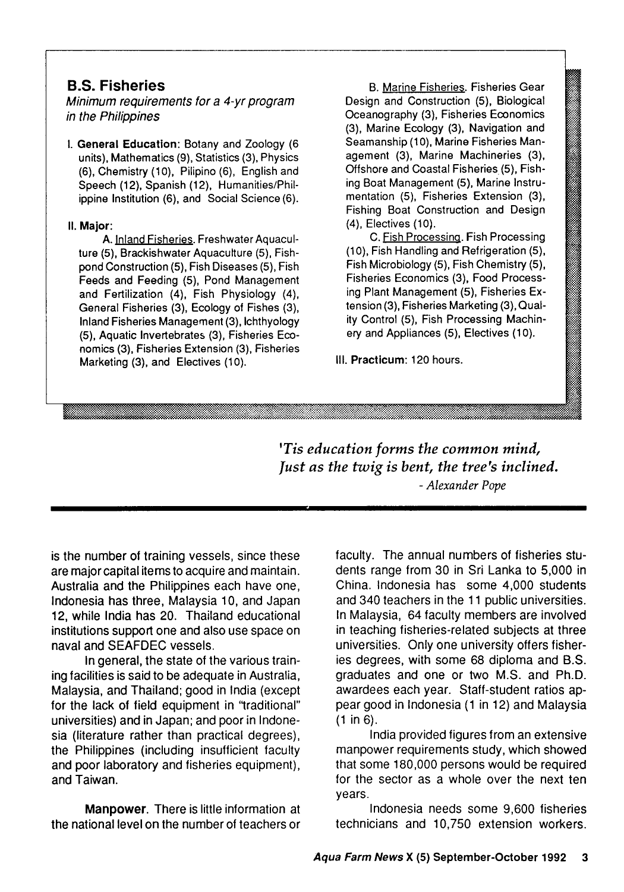## B.S. Fisheries

*Minimum requirements for a 4-yr program in the Philippines*

I. **General Education**: Botany and Zoology (6 units), Mathematics (9), Statistics (3), Physics (6), Chemistry (10), Pilipino (6), English and Speech (12), Spanish (12), Humanities/Philippine Institution (6), and Social Science (6).

II. **Major**:

A. Inland Fisheries. Freshwater Aquaculture (5), Brackishwater Aquaculture (5), Fishpond Construction (5), Fish Diseases (5), Fish Feeds and Feeding (5), Pond Management and Fertilization (4), Fish Physiology (4), General Fisheries (3), Ecology of Fishes (3), Inland Fisheries Management (3), Ichthyology (5), Aquatic Invertebrates (3), Fisheries Economics (3), Fisheries Extension (3), Fisheries Marketing (3), and Electives (10).

B. Marine Fisheries. Fisheries Gear Design and Construction (5), Biological Oceanography (3), Fisheries Economics (3), Marine Ecology (3), Navigation and Seamanship (10), Marine Fisheries Management (3), Marine Machineries (3), Offshore and Coastal Fisheries (5), Fishing Boat Management (5), Marine Instrumentation (5), Fisheries Extension (3), Fishing Boat Construction and Design (4), Electives (10).

C. Fish Processing. Fish Processing (10), Fish Handling and Refrigeration (5), Fish Microbiology (5), Fish Chemistry (5), Fisheries Economics (3), Food Processing Plant Management (5), Fisheries Extension (3), Fisheries Marketing (3), Quality Control (5), Fish Processing Machinery and Appliances (5), Electives (10).

III. **Practicum**: 120 hours.

*'Tis education forms the common mind,*
*Just as the twig is bent, the tree's inclined.*
*- Alexander Pope*

is the number of training vessels, since these are major capital items to acquire and maintain. Australia and the Philippines each have one, Indonesia has three, Malaysia 10, and Japan 12, while India has 20. Thailand educational institutions support one and also use space on naval and SEAFDEC vessels.

In general, the state of the various training facilities is said to be adequate in Australia, Malaysia, and Thailand; good in India (except for the lack of field equipment in "traditional" universities) and in Japan; and poor in Indonesia (literature rather than practical degrees), the Philippines (including insufficient faculty and poor laboratory and fisheries equipment), and Taiwan.

**Manpower**. There is little information at the national level on the number of teachers or faculty. The annual numbers of fisheries students range from 30 in Sri Lanka to 5,000 in China. Indonesia has some 4,000 students and 340 teachers in the 11 public universities. In Malaysia, 64 faculty members are involved in teaching fisheries-related subjects at three universities. Only one university offers fisheries degrees, with some 68 diploma and B.S. graduates and one or two M.S. and Ph.D. awardees each year. Staff-student ratios appear good in Indonesia (1 in 12) and Malaysia (1 in 6).

India provided figures from an extensive manpower requirements study, which showed that some 180,000 persons would be required for the sector as a whole over the next ten years.

Indonesia needs some 9,600 fisheries technicians and 10,750 extension workers.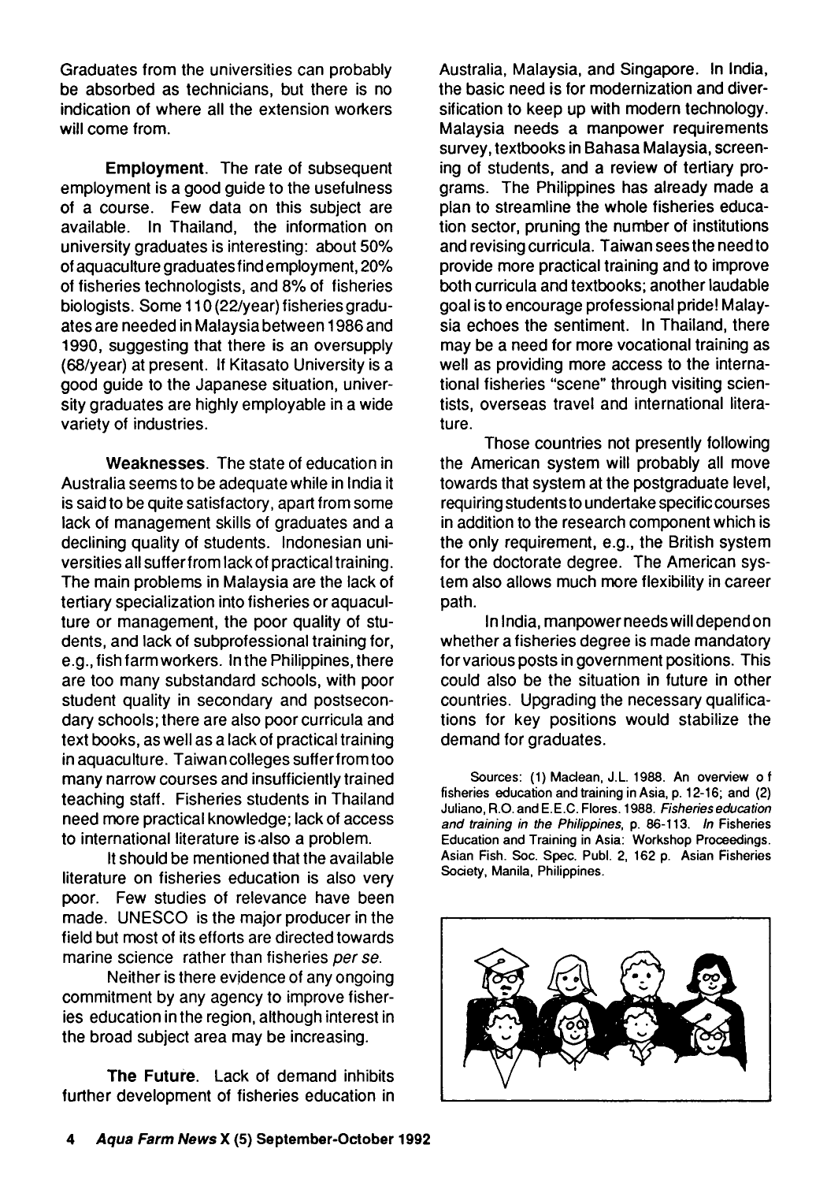Graduates from the universities can probably be absorbed as technicians, but there is no indication of where all the extension workers will come from.

**Employment**. The rate of subsequent employment is a good guide to the usefulness of a course. Few data on this subject are available. In Thailand, the information on university graduates is interesting: about 50% of aquaculture graduates find employment, 20% of fisheries technologists, and 8% of fisheries biologists. Some 110 (22/year) fisheries graduates are needed in Malaysia between 1986 and 1990, suggesting that there is an oversupply (68/year) at present. If Kitasato University is a good guide to the Japanese situation, university graduates are highly employable in a wide variety of industries.

**Weaknesses**. The state of education in Australia seems to be adequate while in India it is said to be quite satisfactory, apart from some lack of management skills of graduates and a declining quality of students. Indonesian universities all suffer from lack of practical training. The main problems in Malaysia are the lack of tertiary specialization into fisheries or aquaculture or management, the poor quality of students, and lack of subprofessional training for, e.g., fish farm workers. In the Philippines, there are too many substandard schools, with poor student quality in secondary and postsecondary schools; there are also poor curricula and text books, as well as a lack of practical training in aquaculture. Taiwan colleges suffer from too many narrow courses and insufficiently trained teaching staff. Fisheries students in Thailand need more practical knowledge; lack of access to international literature is also a problem.

It should be mentioned that the available literature on fisheries education is also very poor. Few studies of relevance have been made. UNESCO is the major producer in the field but most of its efforts are directed towards marine science rather than fisheries *per se*.

Neither is there evidence of any ongoing commitment by any agency to improve fisheries education in the region, although interest in the broad subject area may be increasing.

**The Future**. Lack of demand inhibits further development of fisheries education in Australia, Malaysia, and Singapore. In India, the basic need is for modernization and diversification to keep up with modern technology. Malaysia needs a manpower requirements survey, textbooks in Bahasa Malaysia, screening of students, and a review of tertiary programs. The Philippines has already made a plan to streamline the whole fisheries education sector, pruning the number of institutions and revising curricula. Taiwan sees the need to provide more practical training and to improve both curricula and textbooks; another laudable goal is to encourage professional pride! Malaysia echoes the sentiment. In Thailand, there may be a need for more vocational training as well as providing more access to the international fisheries "scene" through visiting scientists, overseas travel and international literature.

Those countries not presently following the American system will probably all move towards that system at the postgraduate level, requiring students to undertake specific courses in addition to the research component which is the only requirement, e.g., the British system for the doctorate degree. The American system also allows much more flexibility in career path.

In India, manpower needs will depend on whether a fisheries degree is made mandatory for various posts in government positions. This could also be the situation in future in other countries. Upgrading the necessary qualifications for key positions would stabilize the demand for graduates.

Sources: (1) Maclean, J.L. 1988. An overview of fisheries education and training in Asia, p. 12-16; and (2) Juliano, R.O. and E.E.C. Flores. 1988. *Fisheries education and training in the Philippines*, p. 86-113. *In* Fisheries Education and Training in Asia: Workshop Proceedings. Asian Fish. Soc. Spec. Publ. 2, 162 p. Asian Fisheries Society, Manila, Philippines.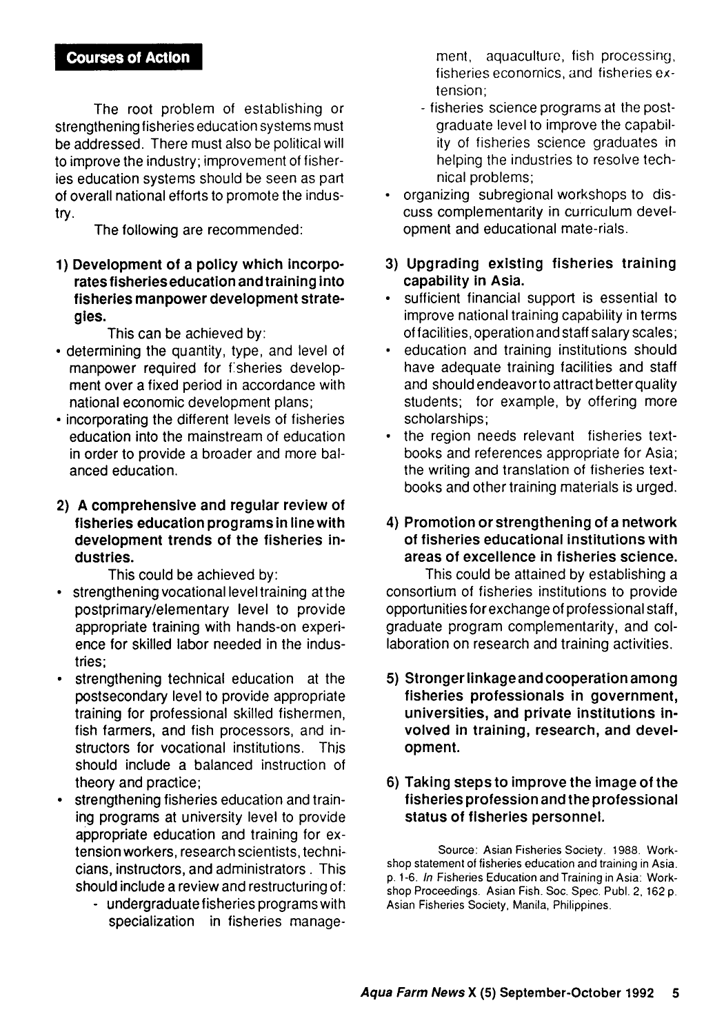## Courses of Action

The root problem of establishing or strengthening fisheries education systems must be addressed. There must also be political will to improve the industry; improvement of fisheries education systems should be seen as part of overall national efforts to promote the industry.

The following are recommended:

**1) Development of a policy which incorporates fisheries education and training into fisheries manpower development strategies.**

This can be achieved by:

- determining the quantity, type, and level of manpower required for fisheries development over a fixed period in accordance with national economic development plans;
- incorporating the different levels of fisheries education into the mainstream of education in order to provide a broader and more balanced education.

**2) A comprehensive and regular review of fisheries education programs in line with development trends of the fisheries industries.**

This could be achieved by:

- strengthening vocational level training at the postprimary/elementary level to provide appropriate training with hands-on experience for skilled labor needed in the industries;
- strengthening technical education at the postsecondary level to provide appropriate training for professional skilled fishermen, fish farmers, and fish processors, and instructors for vocational institutions. This should include a balanced instruction of theory and practice;
- strengthening fisheries education and training programs at university level to provide appropriate education and training for extension workers, research scientists, technicians, instructors, and administrators . This should include a review and restructuring of:
  - undergraduate fisheries programs with specialization in fisheries management, aquaculture, fish processing, fisheries economics, and fisheries extension;
  - fisheries science programs at the postgraduate level to improve the capability of fisheries science graduates in helping the industries to resolve technical problems;
- organizing subregional workshops to discuss complementarity in curriculum development and educational mate-rials.

**3) Upgrading existing fisheries training capability in Asia.**

- sufficient financial support is essential to improve national training capability in terms of facilities, operation and staff salary scales;
- education and training institutions should have adequate training facilities and staff and should endeavor to attract better quality students; for example, by offering more scholarships;
- the region needs relevant fisheries textbooks and references appropriate for Asia; the writing and translation of fisheries textbooks and other training materials is urged.

**4) Promotion or strengthening of a network of fisheries educational institutions with areas of excellence in fisheries science.**

This could be attained by establishing a consortium of fisheries institutions to provide opportunities for exchange of professional staff, graduate program complementarity, and collaboration on research and training activities.

**5) Stronger linkage and cooperation among fisheries professionals in government, universities, and private institutions involved in training, research, and development.**

**6) Taking steps to improve the image of the fisheries profession and the professional status of fisheries personnel.**

Source: Asian Fisheries Society. 1988. Workshop statement of fisheries education and training in Asia. p. 1-6. *In* Fisheries Education and Training in Asia: Workshop Proceedings. Asian Fish. Soc. Spec. Publ. 2, 162 p. Asian Fisheries Society, Manila, Philippines.